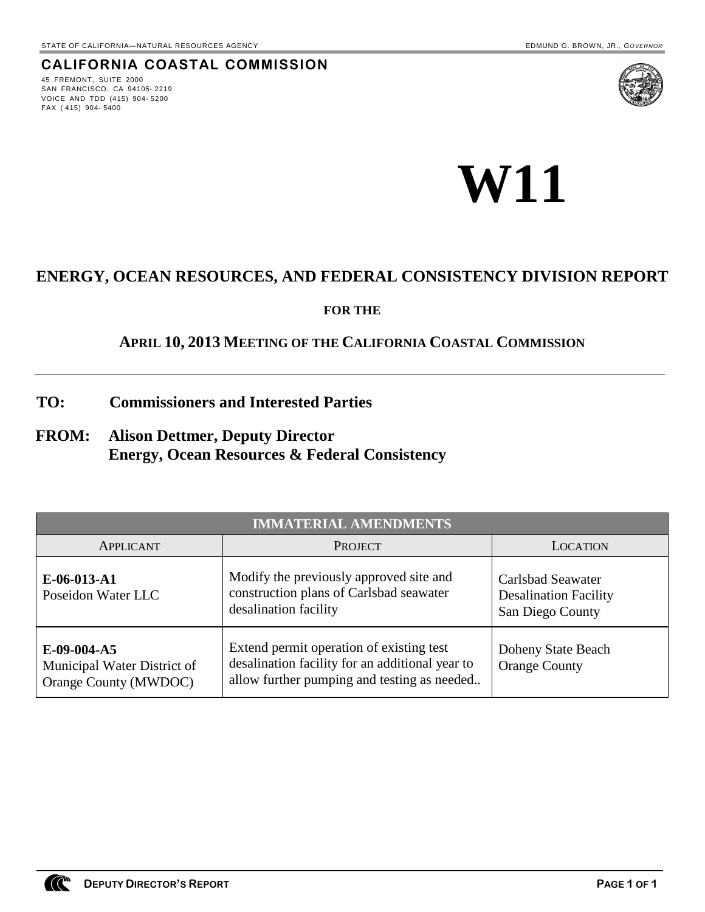STATE OF CALIFORNIA—NATURAL RESOURCES AGENCY EDMUND G. BROWN, JR., *GOVERNOR*

**CALIFORNIA COASTAL COMMISSION**

45 FREMONT, SUITE 2000
SAN FRANCISCO, CA 94105-2219
VOICE AND TDD (415) 904-5200
FAX (415) 904-5400

# W11

## ENERGY, OCEAN RESOURCES, AND FEDERAL CONSISTENCY DIVISION REPORT

**FOR THE**

**APRIL 10, 2013 MEETING OF THE CALIFORNIA COASTAL COMMISSION**

---

**TO:** **Commissioners and Interested Parties**

**FROM:** **Alison Dettmer, Deputy Director**
**Energy, Ocean Resources & Federal Consistency**

| IMMATERIAL AMENDMENTS | | |
|---|---|---|
| APPLICANT | PROJECT | LOCATION |
| **E-06-013-A1** Poseidon Water LLC | Modify the previously approved site and construction plans of Carlsbad seawater desalination facility | Carlsbad Seawater Desalination Facility San Diego County |
| **E-09-004-A5** Municipal Water District of Orange County (MWDOC) | Extend permit operation of existing test desalination facility for an additional year to allow further pumping and testing as needed.. | Doheny State Beach Orange County |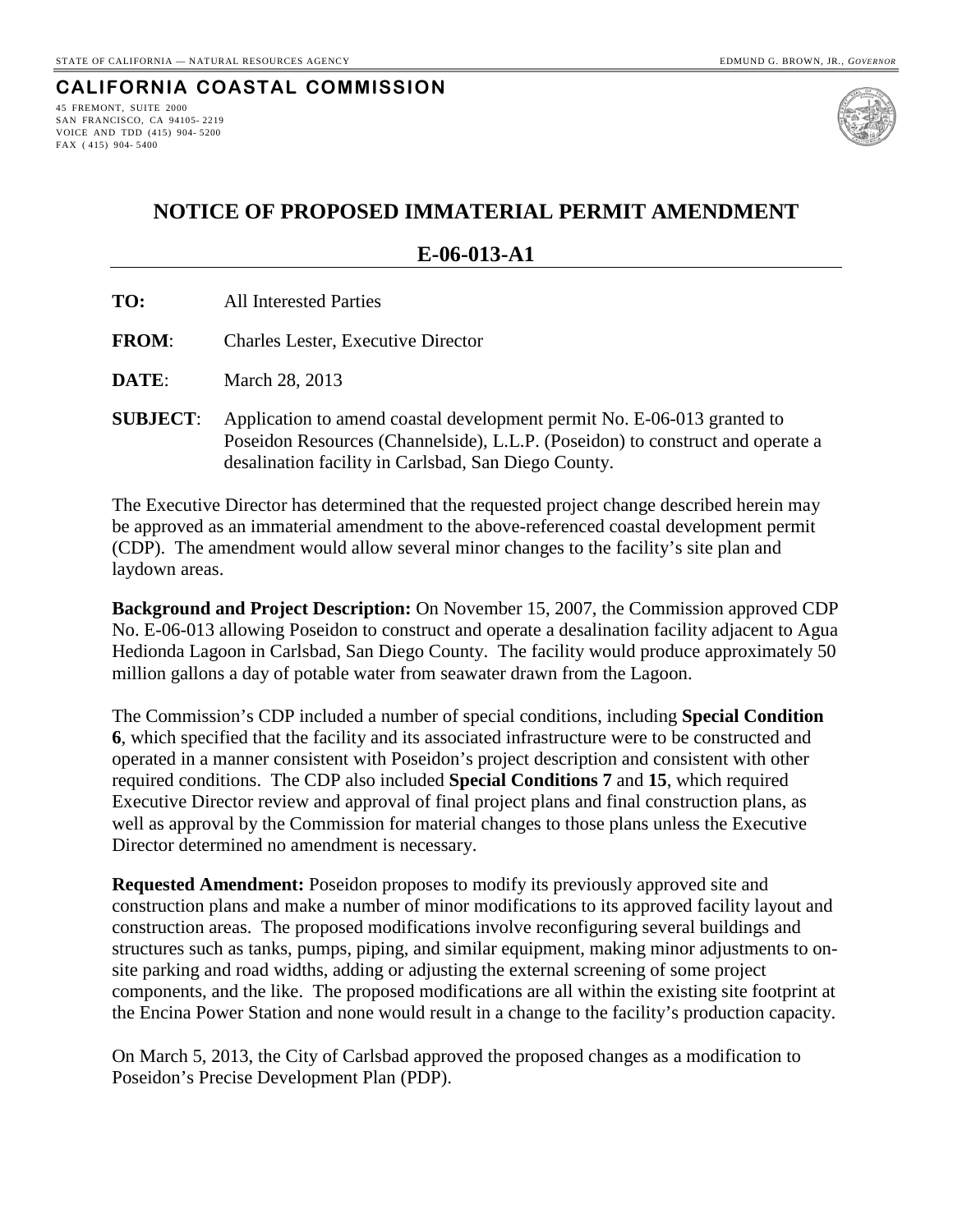STATE OF CALIFORNIA — NATURAL RESOURCES AGENCY

EDMUND G. BROWN, JR., *GOVERNOR*

**CALIFORNIA COASTAL COMMISSION**

45 FREMONT, SUITE 2000
SAN FRANCISCO, CA 94105- 2219
VOICE AND TDD (415) 904- 5200
FAX ( 415) 904- 5400

# NOTICE OF PROPOSED IMMATERIAL PERMIT AMENDMENT

## E-06-013-A1

**TO:** All Interested Parties

**FROM**: Charles Lester, Executive Director

**DATE**: March 28, 2013

**SUBJECT**: Application to amend coastal development permit No. E-06-013 granted to Poseidon Resources (Channelside), L.L.P. (Poseidon) to construct and operate a desalination facility in Carlsbad, San Diego County.

The Executive Director has determined that the requested project change described herein may be approved as an immaterial amendment to the above-referenced coastal development permit (CDP). The amendment would allow several minor changes to the facility's site plan and laydown areas.

**Background and Project Description:** On November 15, 2007, the Commission approved CDP No. E-06-013 allowing Poseidon to construct and operate a desalination facility adjacent to Agua Hedionda Lagoon in Carlsbad, San Diego County. The facility would produce approximately 50 million gallons a day of potable water from seawater drawn from the Lagoon.

The Commission's CDP included a number of special conditions, including **Special Condition 6**, which specified that the facility and its associated infrastructure were to be constructed and operated in a manner consistent with Poseidon's project description and consistent with other required conditions. The CDP also included **Special Conditions 7** and **15**, which required Executive Director review and approval of final project plans and final construction plans, as well as approval by the Commission for material changes to those plans unless the Executive Director determined no amendment is necessary.

**Requested Amendment:** Poseidon proposes to modify its previously approved site and construction plans and make a number of minor modifications to its approved facility layout and construction areas. The proposed modifications involve reconfiguring several buildings and structures such as tanks, pumps, piping, and similar equipment, making minor adjustments to on-site parking and road widths, adding or adjusting the external screening of some project components, and the like. The proposed modifications are all within the existing site footprint at the Encina Power Station and none would result in a change to the facility's production capacity.

On March 5, 2013, the City of Carlsbad approved the proposed changes as a modification to Poseidon's Precise Development Plan (PDP).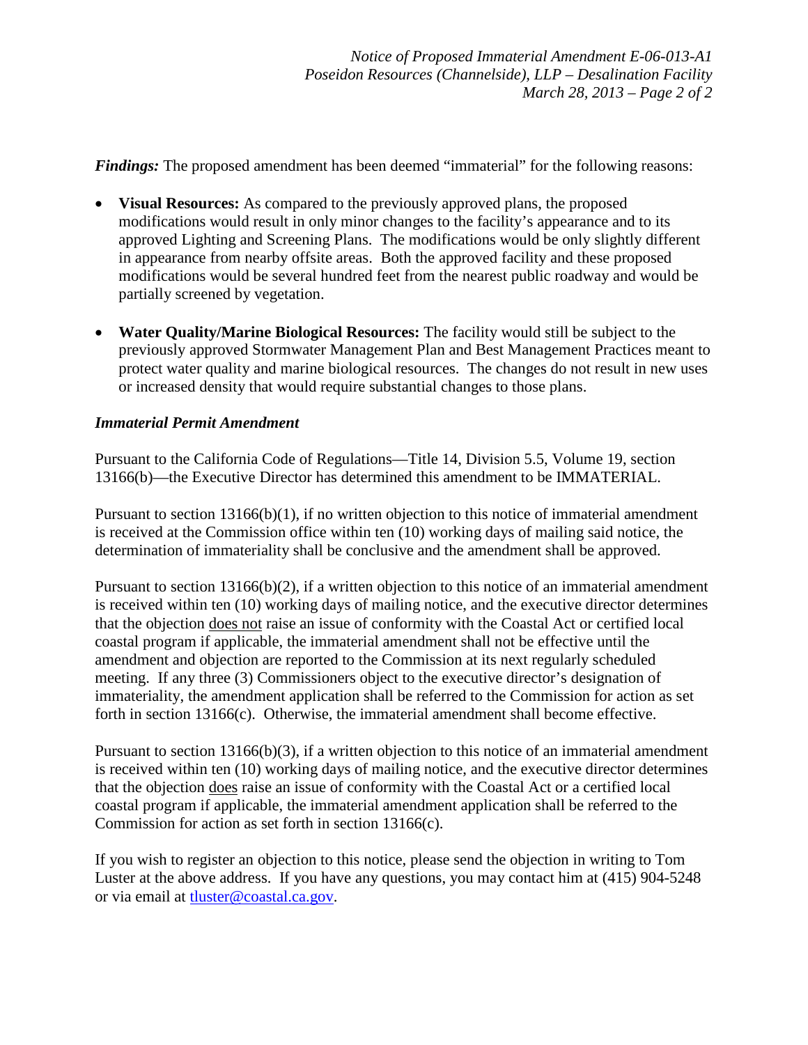***Findings:*** The proposed amendment has been deemed "immaterial" for the following reasons:

- **Visual Resources:** As compared to the previously approved plans, the proposed modifications would result in only minor changes to the facility's appearance and to its approved Lighting and Screening Plans. The modifications would be only slightly different in appearance from nearby offsite areas. Both the approved facility and these proposed modifications would be several hundred feet from the nearest public roadway and would be partially screened by vegetation.
- **Water Quality/Marine Biological Resources:** The facility would still be subject to the previously approved Stormwater Management Plan and Best Management Practices meant to protect water quality and marine biological resources. The changes do not result in new uses or increased density that would require substantial changes to those plans.

***Immaterial Permit Amendment***

Pursuant to the California Code of Regulations—Title 14, Division 5.5, Volume 19, section 13166(b)—the Executive Director has determined this amendment to be IMMATERIAL.

Pursuant to section 13166(b)(1), if no written objection to this notice of immaterial amendment is received at the Commission office within ten (10) working days of mailing said notice, the determination of immateriality shall be conclusive and the amendment shall be approved.

Pursuant to section 13166(b)(2), if a written objection to this notice of an immaterial amendment is received within ten (10) working days of mailing notice, and the executive director determines that the objection does not raise an issue of conformity with the Coastal Act or certified local coastal program if applicable, the immaterial amendment shall not be effective until the amendment and objection are reported to the Commission at its next regularly scheduled meeting. If any three (3) Commissioners object to the executive director's designation of immateriality, the amendment application shall be referred to the Commission for action as set forth in section 13166(c). Otherwise, the immaterial amendment shall become effective.

Pursuant to section 13166(b)(3), if a written objection to this notice of an immaterial amendment is received within ten (10) working days of mailing notice, and the executive director determines that the objection does raise an issue of conformity with the Coastal Act or a certified local coastal program if applicable, the immaterial amendment application shall be referred to the Commission for action as set forth in section 13166(c).

If you wish to register an objection to this notice, please send the objection in writing to Tom Luster at the above address. If you have any questions, you may contact him at (415) 904-5248 or via email at tluster@coastal.ca.gov.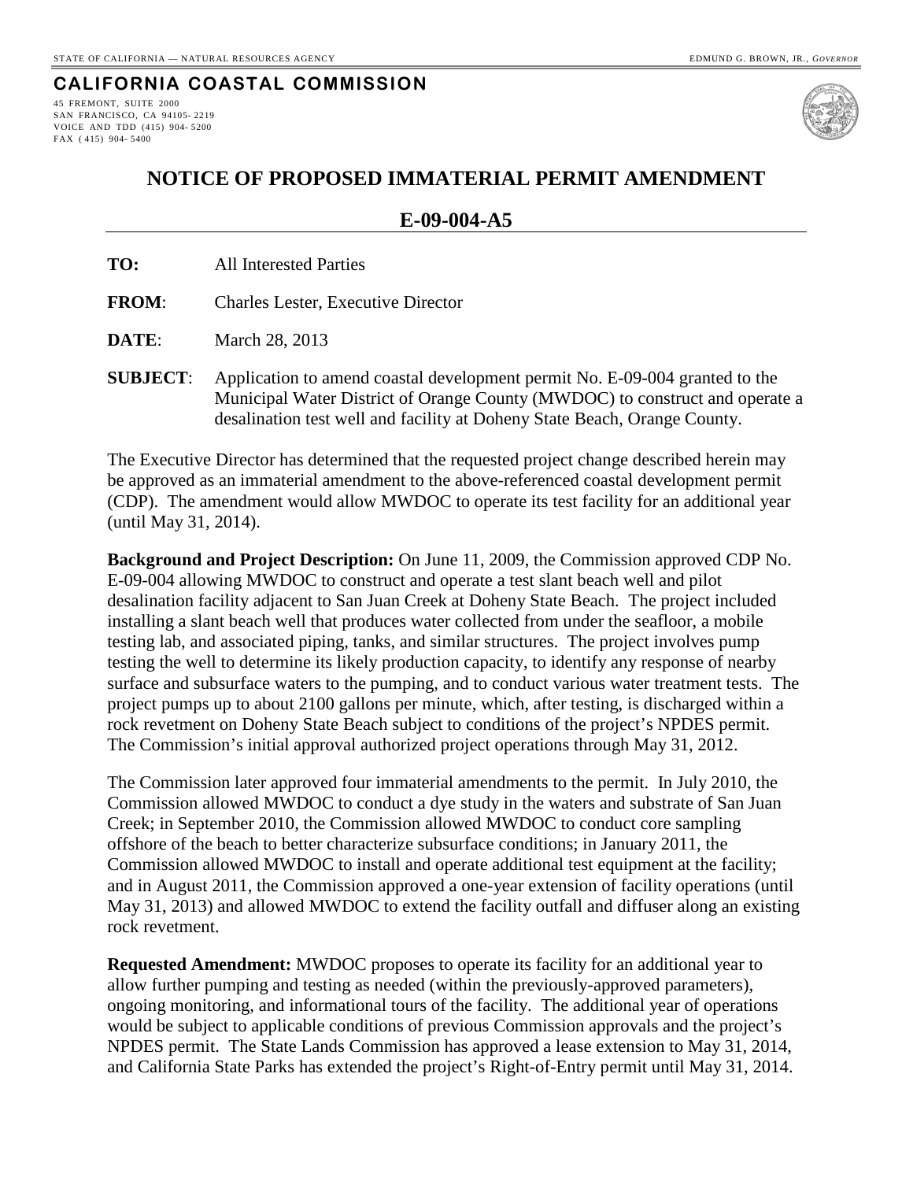STATE OF CALIFORNIA — NATURAL RESOURCES AGENCY

EDMUND G. BROWN, JR., *GOVERNOR*

**CALIFORNIA COASTAL COMMISSION**

45 FREMONT, SUITE 2000
SAN FRANCISCO, CA 94105- 2219
VOICE AND TDD (415) 904- 5200
FAX ( 415) 904- 5400

# NOTICE OF PROPOSED IMMATERIAL PERMIT AMENDMENT

## E-09-004-A5

**TO:** All Interested Parties

**FROM**: Charles Lester, Executive Director

**DATE**: March 28, 2013

**SUBJECT**: Application to amend coastal development permit No. E-09-004 granted to the Municipal Water District of Orange County (MWDOC) to construct and operate a desalination test well and facility at Doheny State Beach, Orange County.

The Executive Director has determined that the requested project change described herein may be approved as an immaterial amendment to the above-referenced coastal development permit (CDP). The amendment would allow MWDOC to operate its test facility for an additional year (until May 31, 2014).

**Background and Project Description:** On June 11, 2009, the Commission approved CDP No. E-09-004 allowing MWDOC to construct and operate a test slant beach well and pilot desalination facility adjacent to San Juan Creek at Doheny State Beach. The project included installing a slant beach well that produces water collected from under the seafloor, a mobile testing lab, and associated piping, tanks, and similar structures. The project involves pump testing the well to determine its likely production capacity, to identify any response of nearby surface and subsurface waters to the pumping, and to conduct various water treatment tests. The project pumps up to about 2100 gallons per minute, which, after testing, is discharged within a rock revetment on Doheny State Beach subject to conditions of the project's NPDES permit. The Commission's initial approval authorized project operations through May 31, 2012.

The Commission later approved four immaterial amendments to the permit. In July 2010, the Commission allowed MWDOC to conduct a dye study in the waters and substrate of San Juan Creek; in September 2010, the Commission allowed MWDOC to conduct core sampling offshore of the beach to better characterize subsurface conditions; in January 2011, the Commission allowed MWDOC to install and operate additional test equipment at the facility; and in August 2011, the Commission approved a one-year extension of facility operations (until May 31, 2013) and allowed MWDOC to extend the facility outfall and diffuser along an existing rock revetment.

**Requested Amendment:** MWDOC proposes to operate its facility for an additional year to allow further pumping and testing as needed (within the previously-approved parameters), ongoing monitoring, and informational tours of the facility. The additional year of operations would be subject to applicable conditions of previous Commission approvals and the project's NPDES permit. The State Lands Commission has approved a lease extension to May 31, 2014, and California State Parks has extended the project's Right-of-Entry permit until May 31, 2014.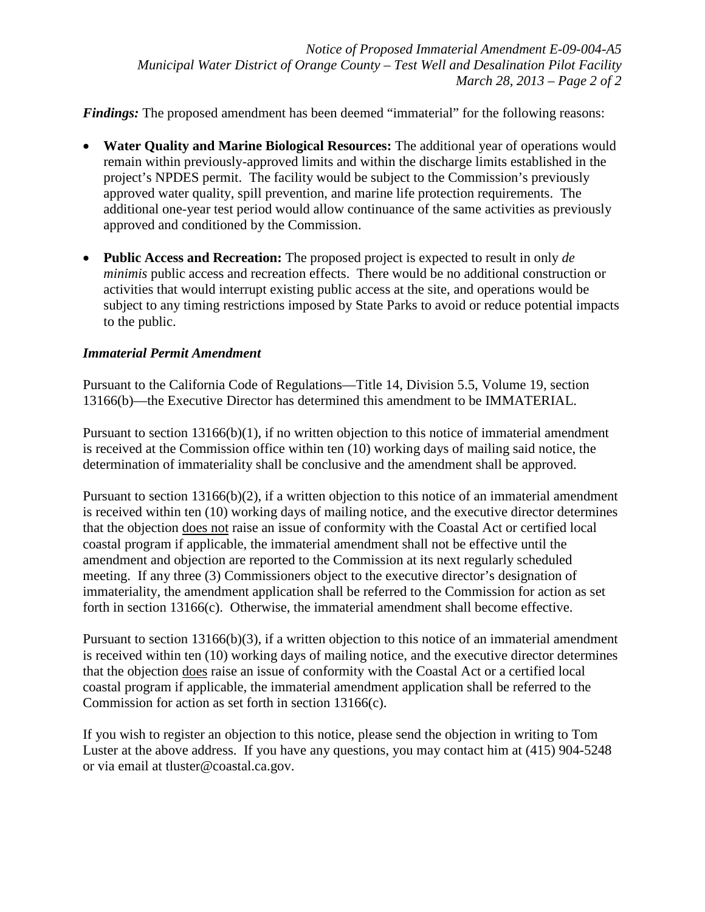***Findings:*** The proposed amendment has been deemed "immaterial" for the following reasons:

- **Water Quality and Marine Biological Resources:** The additional year of operations would remain within previously-approved limits and within the discharge limits established in the project's NPDES permit. The facility would be subject to the Commission's previously approved water quality, spill prevention, and marine life protection requirements. The additional one-year test period would allow continuance of the same activities as previously approved and conditioned by the Commission.

- **Public Access and Recreation:** The proposed project is expected to result in only *de minimis* public access and recreation effects. There would be no additional construction or activities that would interrupt existing public access at the site, and operations would be subject to any timing restrictions imposed by State Parks to avoid or reduce potential impacts to the public.

### ***Immaterial Permit Amendment***

Pursuant to the California Code of Regulations—Title 14, Division 5.5, Volume 19, section 13166(b)—the Executive Director has determined this amendment to be IMMATERIAL.

Pursuant to section 13166(b)(1), if no written objection to this notice of immaterial amendment is received at the Commission office within ten (10) working days of mailing said notice, the determination of immateriality shall be conclusive and the amendment shall be approved.

Pursuant to section 13166(b)(2), if a written objection to this notice of an immaterial amendment is received within ten (10) working days of mailing notice, and the executive director determines that the objection does not raise an issue of conformity with the Coastal Act or certified local coastal program if applicable, the immaterial amendment shall not be effective until the amendment and objection are reported to the Commission at its next regularly scheduled meeting. If any three (3) Commissioners object to the executive director's designation of immateriality, the amendment application shall be referred to the Commission for action as set forth in section 13166(c). Otherwise, the immaterial amendment shall become effective.

Pursuant to section 13166(b)(3), if a written objection to this notice of an immaterial amendment is received within ten (10) working days of mailing notice, and the executive director determines that the objection does raise an issue of conformity with the Coastal Act or a certified local coastal program if applicable, the immaterial amendment application shall be referred to the Commission for action as set forth in section 13166(c).

If you wish to register an objection to this notice, please send the objection in writing to Tom Luster at the above address. If you have any questions, you may contact him at (415) 904-5248 or via email at tluster@coastal.ca.gov.